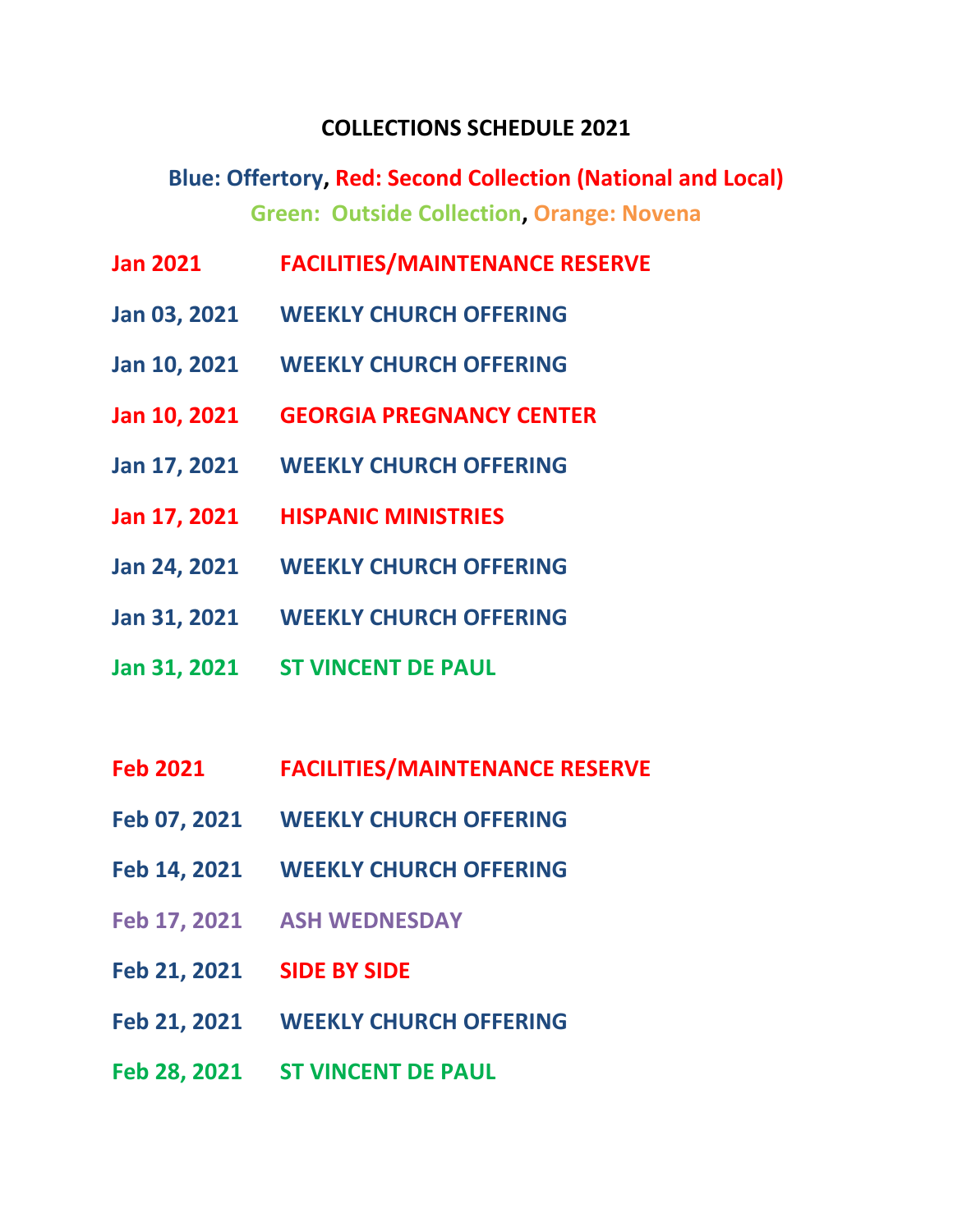# COLLECTIONS SCHEDULE 2021

**Blue: Offertory, Red: Second Collection (National and Local)**
**Green: Outside Collection, Orange: Novena**

| | |
|---|---|
| **Jan 2021** | **FACILITIES/MAINTENANCE RESERVE** |
| **Jan 03, 2021** | **WEEKLY CHURCH OFFERING** |
| **Jan 10, 2021** | **WEEKLY CHURCH OFFERING** |
| **Jan 10, 2021** | **GEORGIA PREGNANCY CENTER** |
| **Jan 17, 2021** | **WEEKLY CHURCH OFFERING** |
| **Jan 17, 2021** | **HISPANIC MINISTRIES** |
| **Jan 24, 2021** | **WEEKLY CHURCH OFFERING** |
| **Jan 31, 2021** | **WEEKLY CHURCH OFFERING** |
| **Jan 31, 2021** | **ST VINCENT DE PAUL** |

| | |
|---|---|
| **Feb 2021** | **FACILITIES/MAINTENANCE RESERVE** |
| **Feb 07, 2021** | **WEEKLY CHURCH OFFERING** |
| **Feb 14, 2021** | **WEEKLY CHURCH OFFERING** |
| **Feb 17, 2021** | **ASH WEDNESDAY** |
| **Feb 21, 2021** | **SIDE BY SIDE** |
| **Feb 21, 2021** | **WEEKLY CHURCH OFFERING** |
| **Feb 28, 2021** | **ST VINCENT DE PAUL** |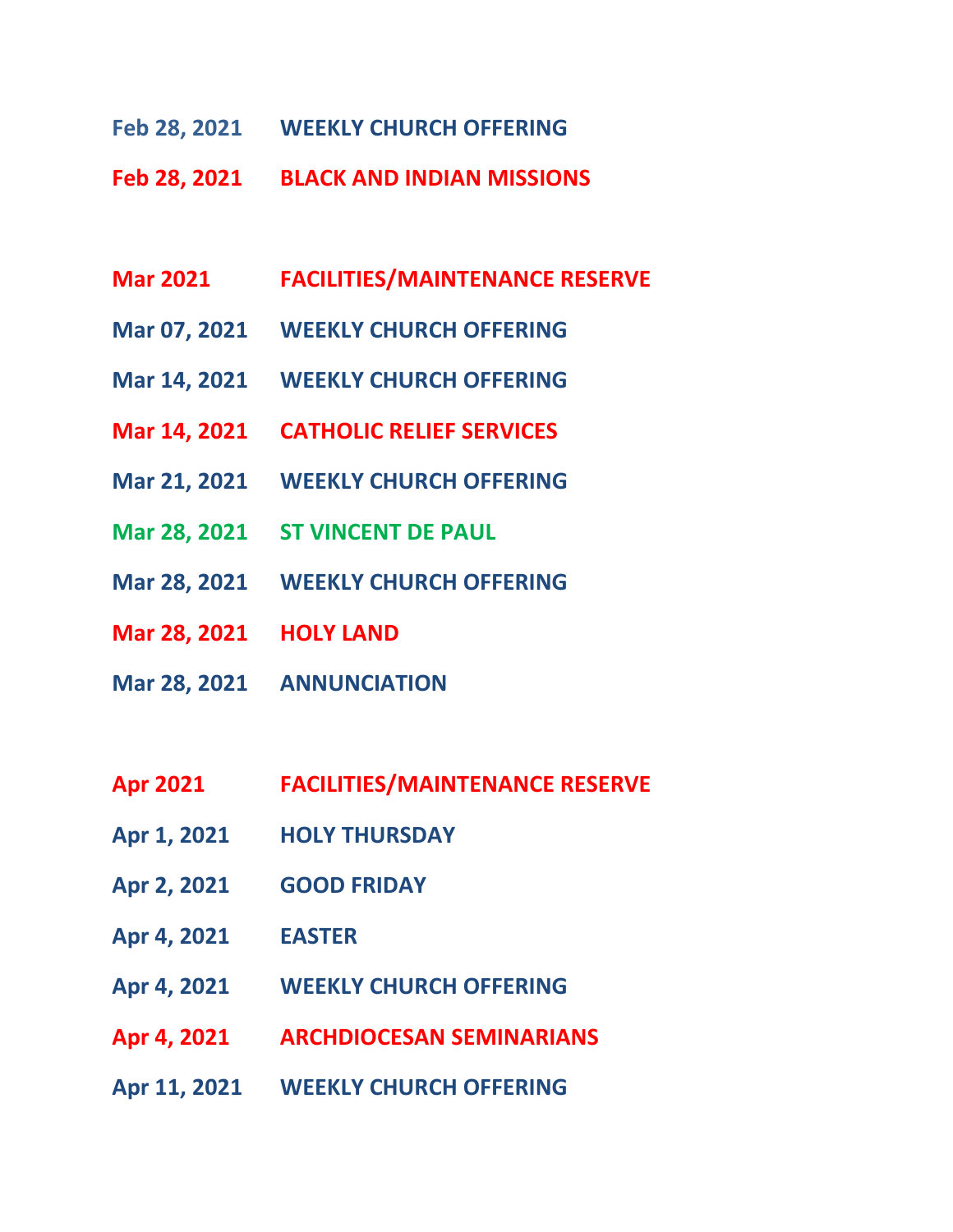**Feb 28, 2021 WEEKLY CHURCH OFFERING**

**Feb 28, 2021 BLACK AND INDIAN MISSIONS**

**Mar 2021 FACILITIES/MAINTENANCE RESERVE**

**Mar 07, 2021 WEEKLY CHURCH OFFERING**

**Mar 14, 2021 WEEKLY CHURCH OFFERING**

**Mar 14, 2021 CATHOLIC RELIEF SERVICES**

**Mar 21, 2021 WEEKLY CHURCH OFFERING**

**Mar 28, 2021 ST VINCENT DE PAUL**

**Mar 28, 2021 WEEKLY CHURCH OFFERING**

**Mar 28, 2021 HOLY LAND**

**Mar 28, 2021 ANNUNCIATION**

**Apr 2021 FACILITIES/MAINTENANCE RESERVE**

**Apr 1, 2021 HOLY THURSDAY**

**Apr 2, 2021 GOOD FRIDAY**

**Apr 4, 2021 EASTER**

**Apr 4, 2021 WEEKLY CHURCH OFFERING**

**Apr 4, 2021 ARCHDIOCESAN SEMINARIANS**

**Apr 11, 2021 WEEKLY CHURCH OFFERING**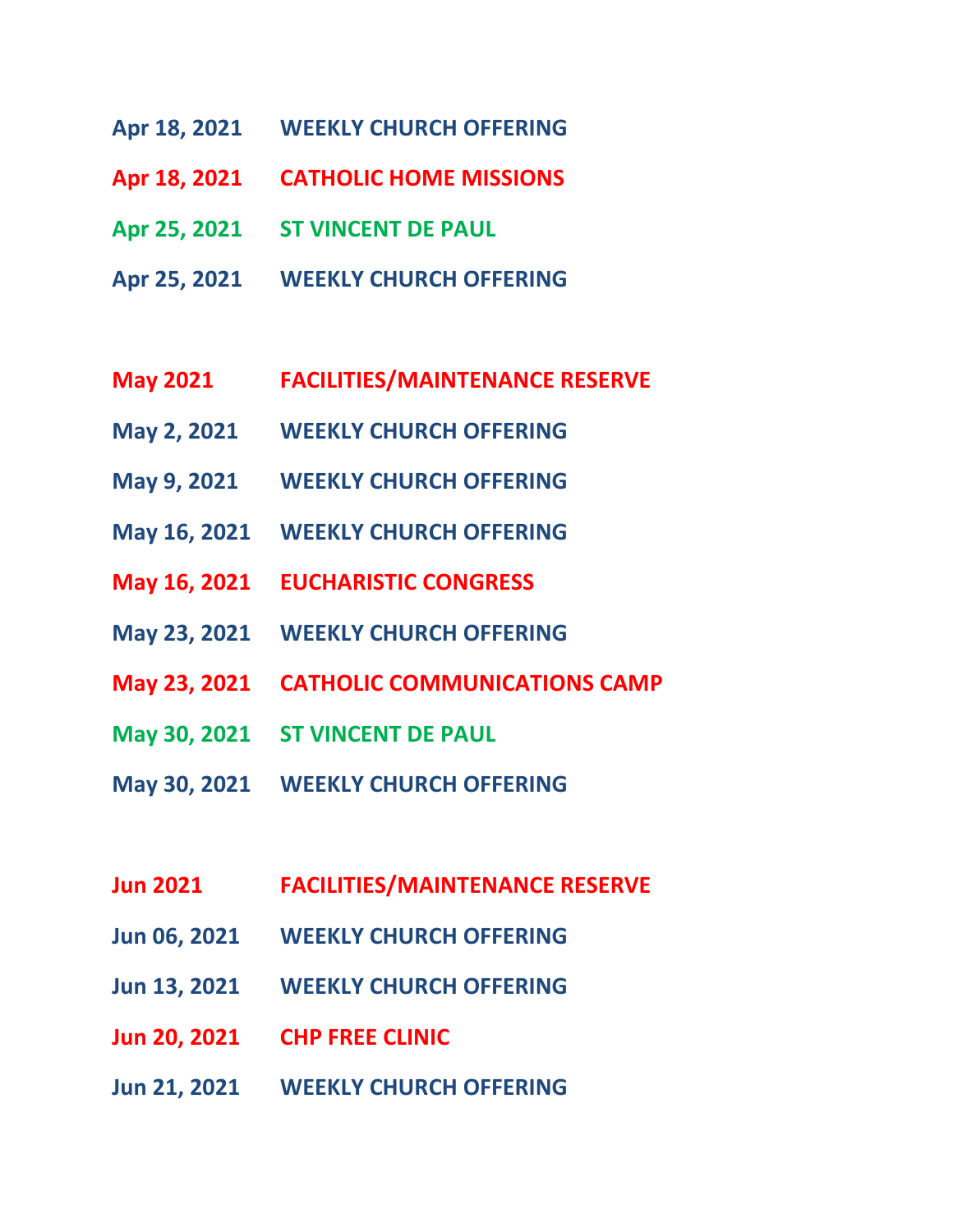**Apr 18, 2021 WEEKLY CHURCH OFFERING**

**Apr 18, 2021 CATHOLIC HOME MISSIONS**

**Apr 25, 2021 ST VINCENT DE PAUL**

**Apr 25, 2021 WEEKLY CHURCH OFFERING**

**May 2021 FACILITIES/MAINTENANCE RESERVE**

**May 2, 2021 WEEKLY CHURCH OFFERING**

**May 9, 2021 WEEKLY CHURCH OFFERING**

**May 16, 2021 WEEKLY CHURCH OFFERING**

**May 16, 2021 EUCHARISTIC CONGRESS**

**May 23, 2021 WEEKLY CHURCH OFFERING**

**May 23, 2021 CATHOLIC COMMUNICATIONS CAMP**

**May 30, 2021 ST VINCENT DE PAUL**

**May 30, 2021 WEEKLY CHURCH OFFERING**

**Jun 2021 FACILITIES/MAINTENANCE RESERVE**

**Jun 06, 2021 WEEKLY CHURCH OFFERING**

**Jun 13, 2021 WEEKLY CHURCH OFFERING**

**Jun 20, 2021 CHP FREE CLINIC**

**Jun 21, 2021 WEEKLY CHURCH OFFERING**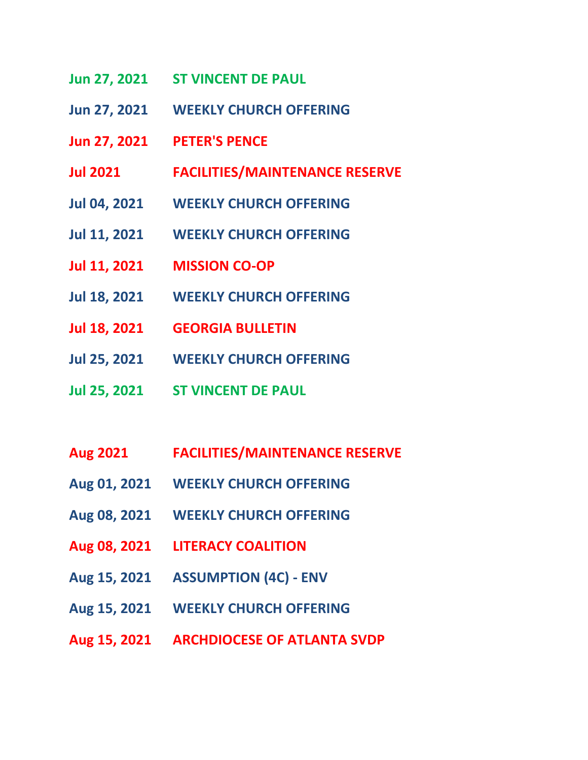**Jun 27, 2021 ST VINCENT DE PAUL**

**Jun 27, 2021 WEEKLY CHURCH OFFERING**

**Jun 27, 2021 PETER'S PENCE**

**Jul 2021 FACILITIES/MAINTENANCE RESERVE**

**Jul 04, 2021 WEEKLY CHURCH OFFERING**

**Jul 11, 2021 WEEKLY CHURCH OFFERING**

**Jul 11, 2021 MISSION CO-OP**

**Jul 18, 2021 WEEKLY CHURCH OFFERING**

**Jul 18, 2021 GEORGIA BULLETIN**

**Jul 25, 2021 WEEKLY CHURCH OFFERING**

**Jul 25, 2021 ST VINCENT DE PAUL**

**Aug 2021 FACILITIES/MAINTENANCE RESERVE**

**Aug 01, 2021 WEEKLY CHURCH OFFERING**

**Aug 08, 2021 WEEKLY CHURCH OFFERING**

**Aug 08, 2021 LITERACY COALITION**

**Aug 15, 2021 ASSUMPTION (4C) - ENV**

**Aug 15, 2021 WEEKLY CHURCH OFFERING**

**Aug 15, 2021 ARCHDIOCESE OF ATLANTA SVDP**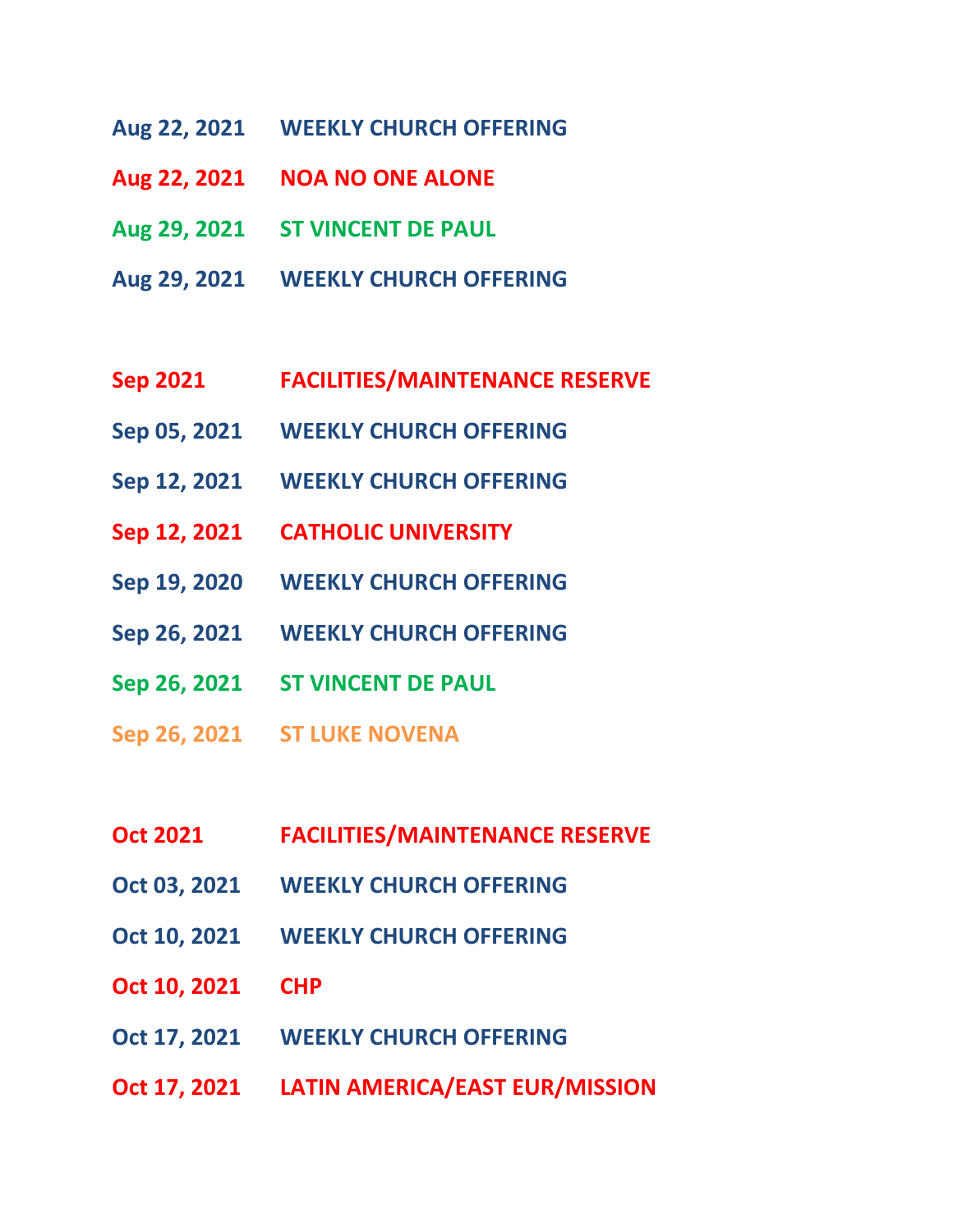**Aug 22, 2021 WEEKLY CHURCH OFFERING**

**Aug 22, 2021 NOA NO ONE ALONE**

**Aug 29, 2021 ST VINCENT DE PAUL**

**Aug 29, 2021 WEEKLY CHURCH OFFERING**

**Sep 2021 FACILITIES/MAINTENANCE RESERVE**

**Sep 05, 2021 WEEKLY CHURCH OFFERING**

**Sep 12, 2021 WEEKLY CHURCH OFFERING**

**Sep 12, 2021 CATHOLIC UNIVERSITY**

**Sep 19, 2020 WEEKLY CHURCH OFFERING**

**Sep 26, 2021 WEEKLY CHURCH OFFERING**

**Sep 26, 2021 ST VINCENT DE PAUL**

**Sep 26, 2021 ST LUKE NOVENA**

**Oct 2021 FACILITIES/MAINTENANCE RESERVE**

**Oct 03, 2021 WEEKLY CHURCH OFFERING**

**Oct 10, 2021 WEEKLY CHURCH OFFERING**

**Oct 10, 2021 CHP**

**Oct 17, 2021 WEEKLY CHURCH OFFERING**

**Oct 17, 2021 LATIN AMERICA/EAST EUR/MISSION**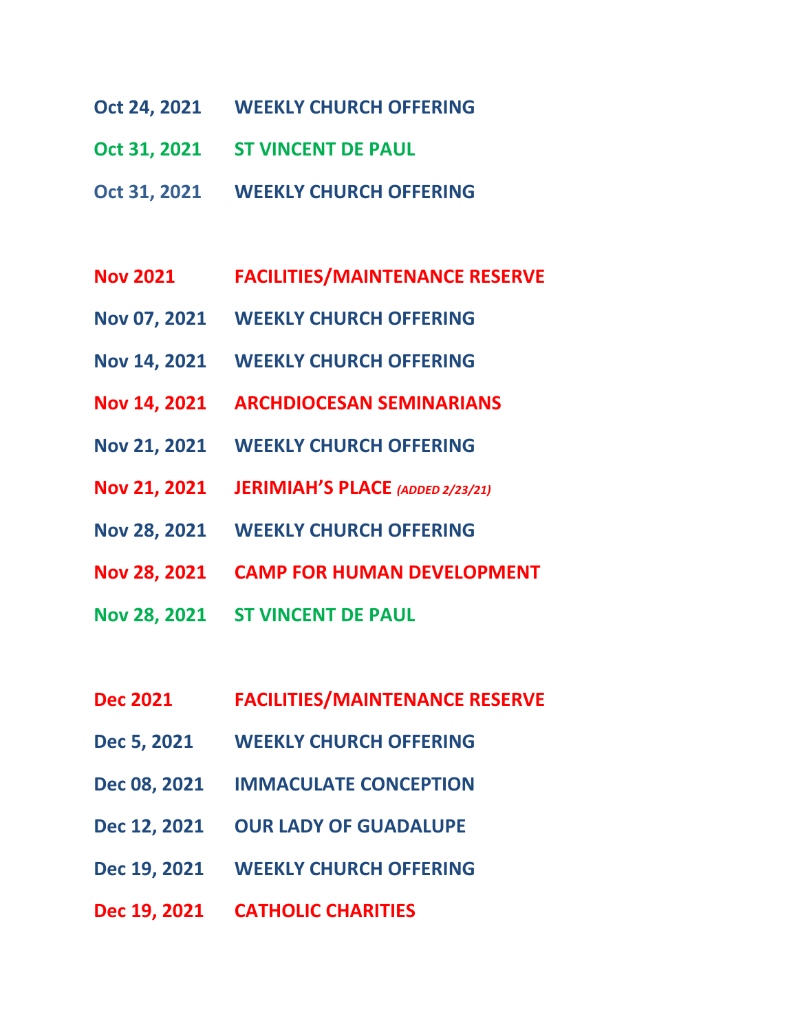**Oct 24, 2021 WEEKLY CHURCH OFFERING**

**Oct 31, 2021 ST VINCENT DE PAUL**

**Oct 31, 2021 WEEKLY CHURCH OFFERING**

**Nov 2021 FACILITIES/MAINTENANCE RESERVE**

**Nov 07, 2021 WEEKLY CHURCH OFFERING**

**Nov 14, 2021 WEEKLY CHURCH OFFERING**

**Nov 14, 2021 ARCHDIOCESAN SEMINARIANS**

**Nov 21, 2021 WEEKLY CHURCH OFFERING**

**Nov 21, 2021 JERIMIAH'S PLACE** ***(ADDED 2/23/21)***

**Nov 28, 2021 WEEKLY CHURCH OFFERING**

**Nov 28, 2021 CAMP FOR HUMAN DEVELOPMENT**

**Nov 28, 2021 ST VINCENT DE PAUL**

**Dec 2021 FACILITIES/MAINTENANCE RESERVE**

**Dec 5, 2021 WEEKLY CHURCH OFFERING**

**Dec 08, 2021 IMMACULATE CONCEPTION**

**Dec 12, 2021 OUR LADY OF GUADALUPE**

**Dec 19, 2021 WEEKLY CHURCH OFFERING**

**Dec 19, 2021 CATHOLIC CHARITIES**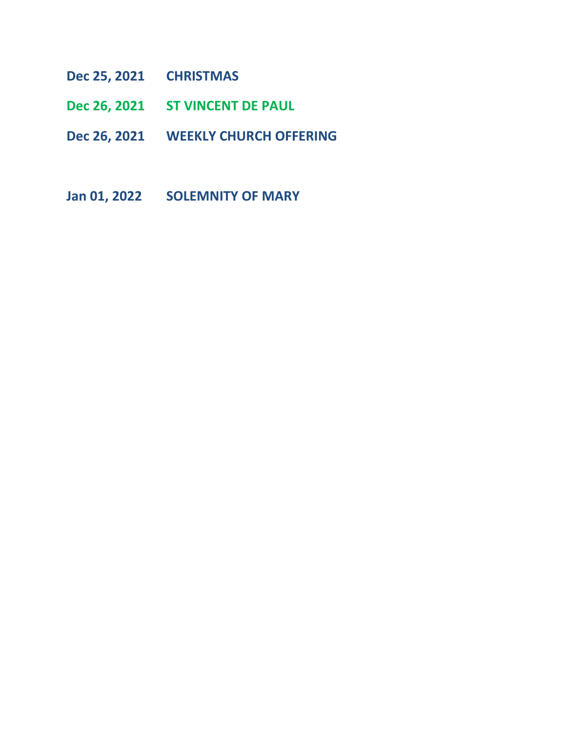**Dec 25, 2021 CHRISTMAS**

**Dec 26, 2021 ST VINCENT DE PAUL**

**Dec 26, 2021 WEEKLY CHURCH OFFERING**

**Jan 01, 2022 SOLEMNITY OF MARY**